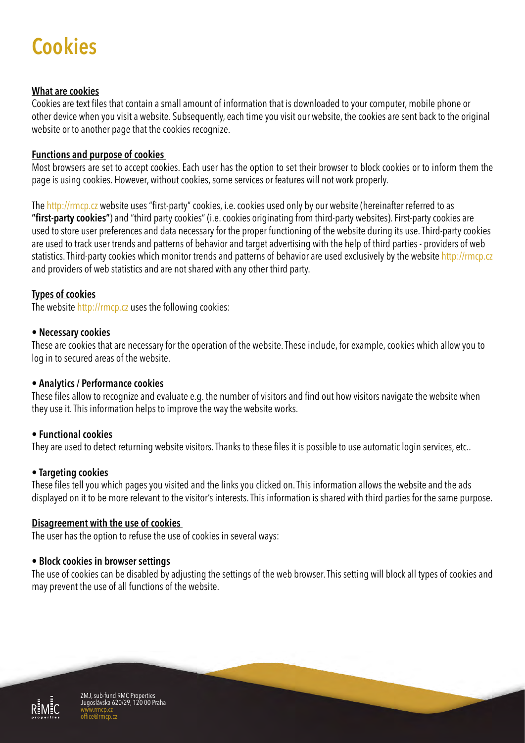# Cookies

**What are cookies**

Cookies are text files that contain a small amount of information that is downloaded to your computer, mobile phone or other device when you visit a website. Subsequently, each time you visit our website, the cookies are sent back to the original website or to another page that the cookies recognize.

**Functions and purpose of cookies**

Most browsers are set to accept cookies. Each user has the option to set their browser to block cookies or to inform them the page is using cookies. However, without cookies, some services or features will not work properly.

The http://rmcp.cz website uses "first-party" cookies, i.e. cookies used only by our website (hereinafter referred to as **"first-party cookies"**) and "third party cookies" (i.e. cookies originating from third-party websites). First-party cookies are used to store user preferences and data necessary for the proper functioning of the website during its use. Third-party cookies are used to track user trends and patterns of behavior and target advertising with the help of third parties - providers of web statistics. Third-party cookies which monitor trends and patterns of behavior are used exclusively by the website http://rmcp.cz and providers of web statistics and are not shared with any other third party.

**Types of cookies**

The website http://rmcp.cz uses the following cookies:

**• Necessary cookies**

These are cookies that are necessary for the operation of the website. These include, for example, cookies which allow you to log in to secured areas of the website.

**• Analytics / Performance cookies**

These files allow to recognize and evaluate e.g. the number of visitors and find out how visitors navigate the website when they use it. This information helps to improve the way the website works.

**• Functional cookies**

They are used to detect returning website visitors. Thanks to these files it is possible to use automatic login services, etc..

**• Targeting cookies**

These files tell you which pages you visited and the links you clicked on. This information allows the website and the ads displayed on it to be more relevant to the visitor's interests. This information is shared with third parties for the same purpose.

**Disagreement with the use of cookies**

The user has the option to refuse the use of cookies in several ways:

**• Block cookies in browser settings**

The use of cookies can be disabled by adjusting the settings of the web browser. This setting will block all types of cookies and may prevent the use of all functions of the website.

ZMJ, sub-fund RMC Properties
Jugoslávska 620/29, 120 00 Praha
www.rmcp.cz
office@rmcp.cz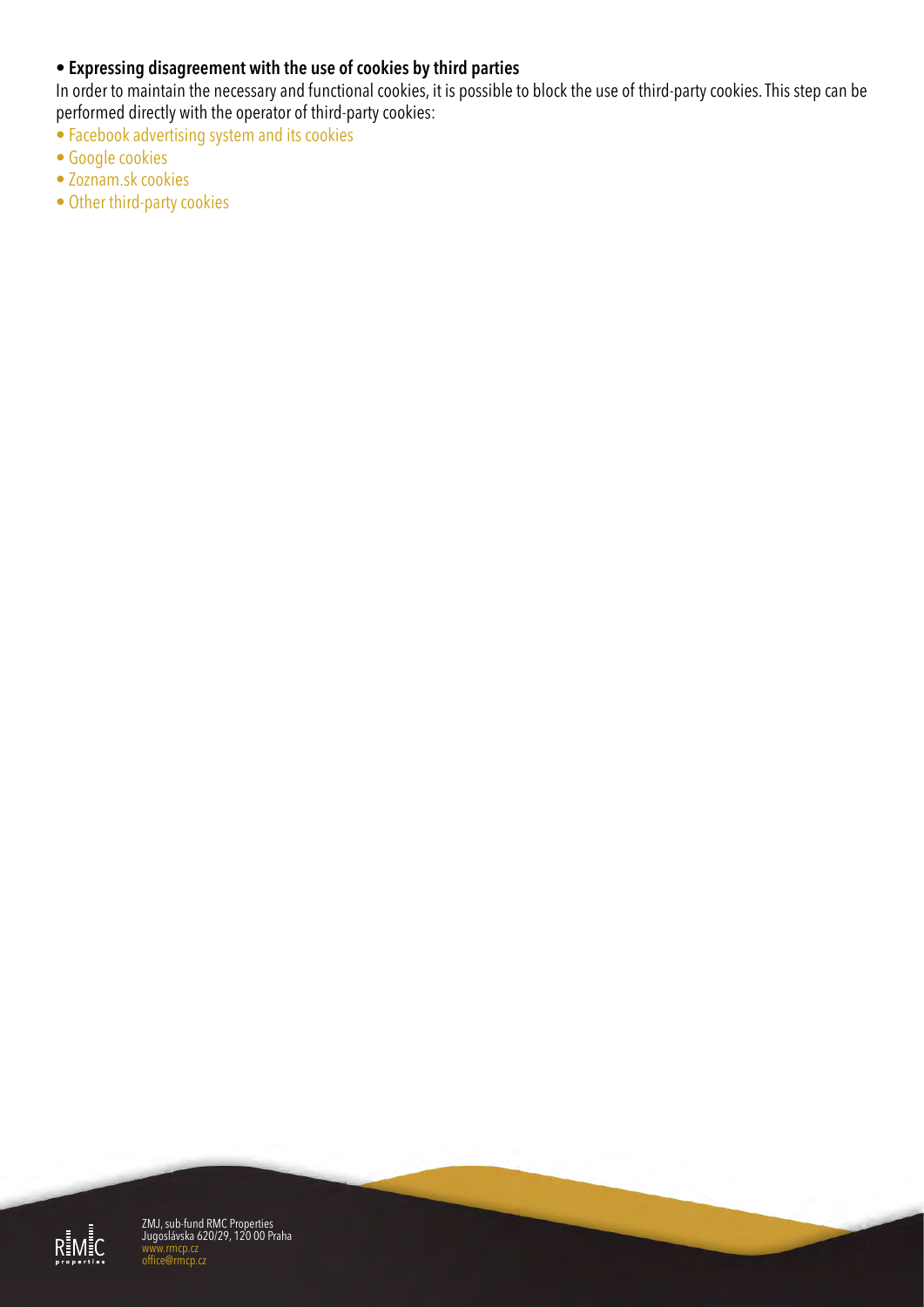- **Expressing disagreement with the use of cookies by third parties**

In order to maintain the necessary and functional cookies, it is possible to block the use of third-party cookies. This step can be performed directly with the operator of third-party cookies:

- Facebook advertising system and its cookies
- Google cookies
- Zoznam.sk cookies
- Other third-party cookies

ZMJ, sub-fund RMC Properties
Jugoslávska 620/29, 120 00 Praha
www.rmcp.cz
office@rmcp.cz